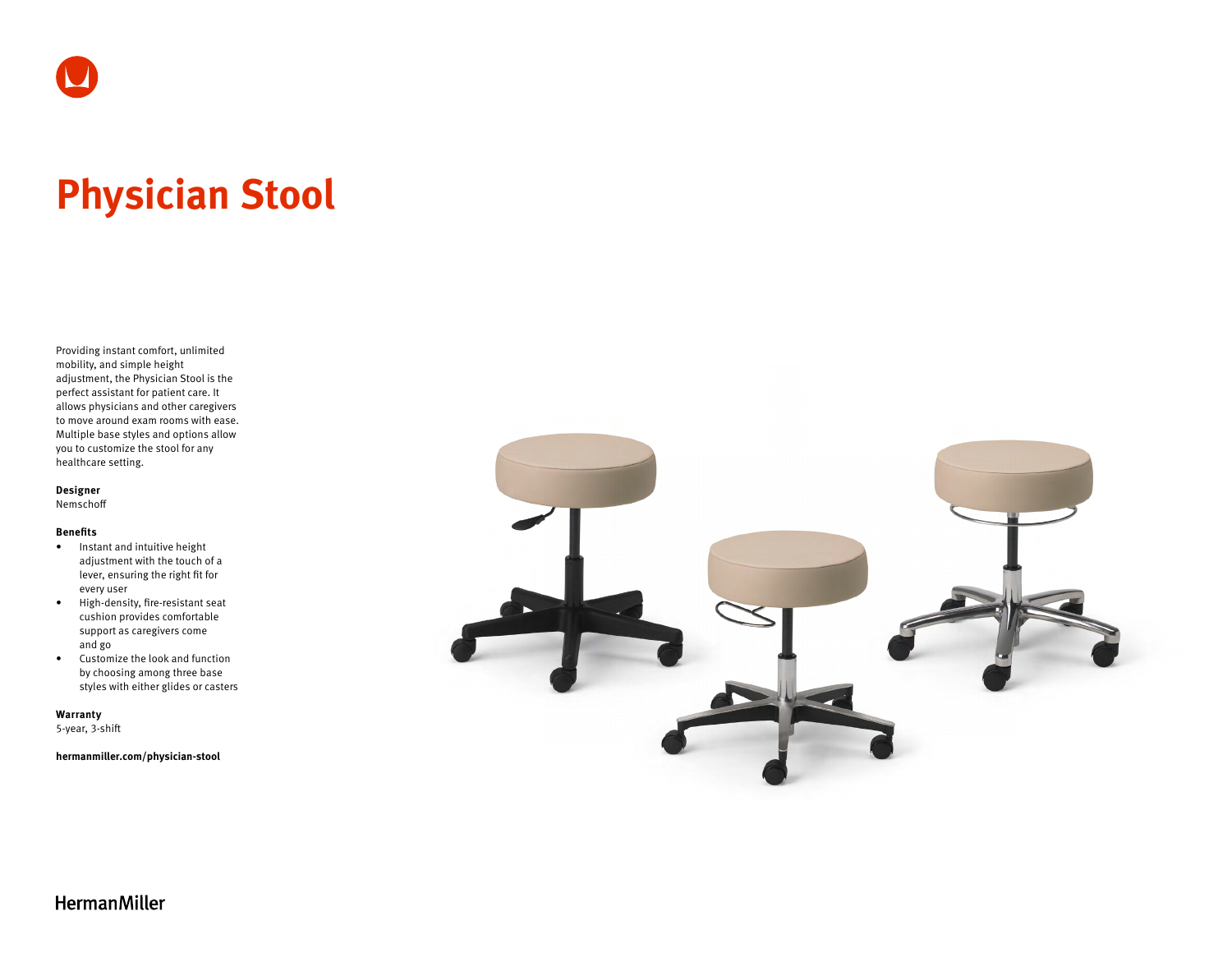# Physician Stool

Providing instant comfort, unlimited mobility, and simple height adjustment, the Physician Stool is the perfect assistant for patient care. It allows physicians and other caregivers to move around exam rooms with ease. Multiple base styles and options allow you to customize the stool for any healthcare setting.

**Designer**
Nemschoff

**Benefits**

- Instant and intuitive height adjustment with the touch of a lever, ensuring the right fit for every user
- High-density, fire-resistant seat cushion provides comfortable support as caregivers come and go
- Customize the look and function by choosing among three base styles with either glides or casters

**Warranty**
5-year, 3-shift

**hermanmiller.com/physician-stool**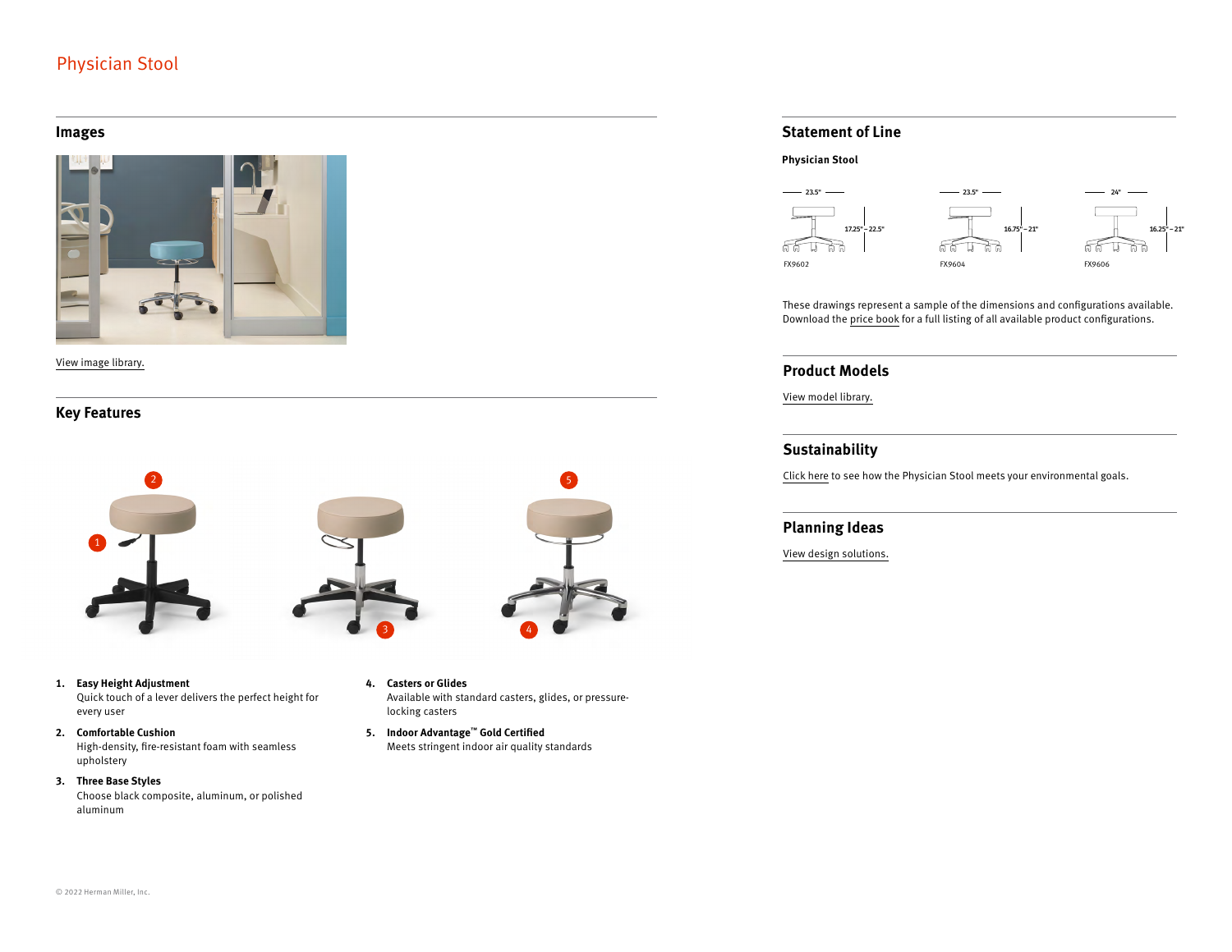# Physician Stool

## Images

View image library.

## Key Features

1. **Easy Height Adjustment**
   Quick touch of a lever delivers the perfect height for every user
2. **Comfortable Cushion**
   High-density, fire-resistant foam with seamless upholstery
3. **Three Base Styles**
   Choose black composite, aluminum, or polished aluminum
4. **Casters or Glides**
   Available with standard casters, glides, or pressure-locking casters
5. **Indoor Advantage™ Gold Certified**
   Meets stringent indoor air quality standards

## Statement of Line

**Physician Stool**

23.5"
17.25" – 22.5"
FX9602

23.5"
16.75" – 21"
FX9604

24"
16.25" – 21"
FX9606

These drawings represent a sample of the dimensions and configurations available. Download the price book for a full listing of all available product configurations.

## Product Models

View model library.

## Sustainability

Click here to see how the Physician Stool meets your environmental goals.

## Planning Ideas

View design solutions.

© 2022 Herman Miller, Inc.